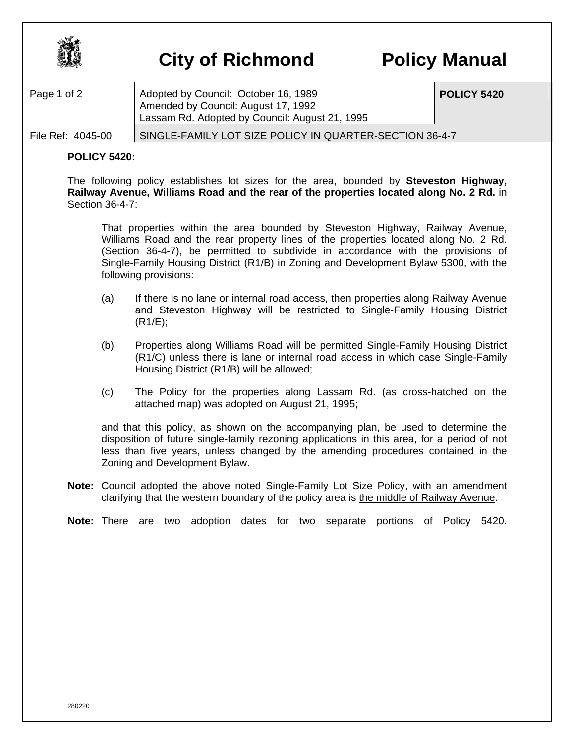# City of Richmond Policy Manual

| Page 1 of 2 | Adopted by Council: October 16, 1989<br>Amended by Council: August 17, 1992<br>Lassam Rd. Adopted by Council: August 21, 1995 | **POLICY 5420** |
|---|---|---|
| File Ref: 4045-00 | SINGLE-FAMILY LOT SIZE POLICY IN QUARTER-SECTION 36-4-7 | |

**POLICY 5420:**

The following policy establishes lot sizes for the area, bounded by **Steveston Highway, Railway Avenue, Williams Road and the rear of the properties located along No. 2 Rd.** in Section 36-4-7:

> That properties within the area bounded by Steveston Highway, Railway Avenue, Williams Road and the rear property lines of the properties located along No. 2 Rd. (Section 36-4-7), be permitted to subdivide in accordance with the provisions of Single-Family Housing District (R1/B) in Zoning and Development Bylaw 5300, with the following provisions:
>
> (a) If there is no lane or internal road access, then properties along Railway Avenue and Steveston Highway will be restricted to Single-Family Housing District (R1/E);
>
> (b) Properties along Williams Road will be permitted Single-Family Housing District (R1/C) unless there is lane or internal road access in which case Single-Family Housing District (R1/B) will be allowed;
>
> (c) The Policy for the properties along Lassam Rd. (as cross-hatched on the attached map) was adopted on August 21, 1995;
>
> and that this policy, as shown on the accompanying plan, be used to determine the disposition of future single-family rezoning applications in this area, for a period of not less than five years, unless changed by the amending procedures contained in the Zoning and Development Bylaw.

**Note:** Council adopted the above noted Single-Family Lot Size Policy, with an amendment clarifying that the western boundary of the policy area is <u>the middle of Railway Avenue</u>.

**Note:** There are two adoption dates for two separate portions of Policy 5420.

280220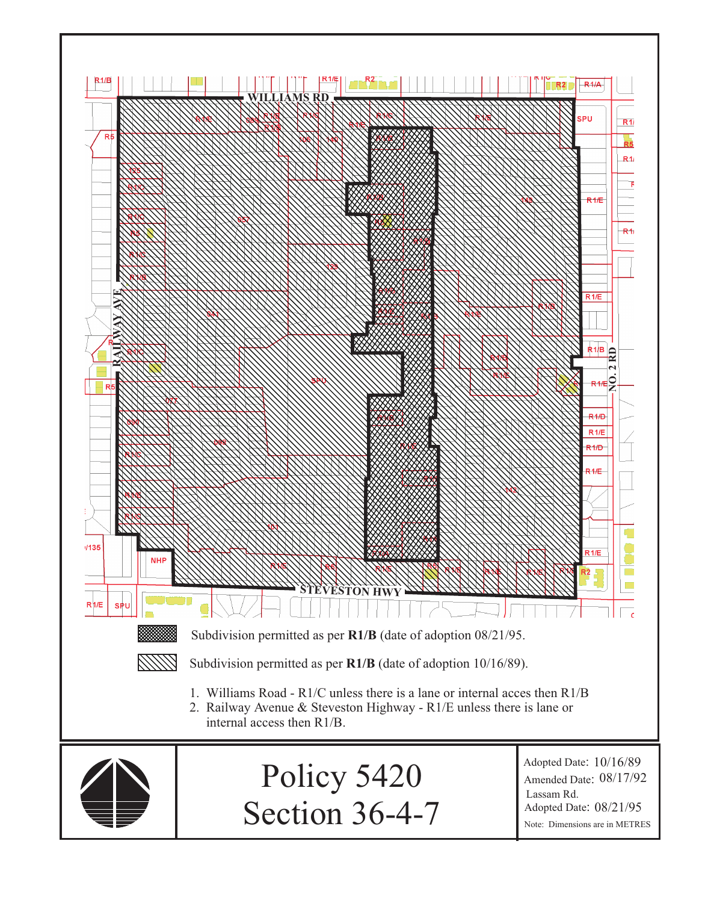WILLIAMS RD

RAILWAY AVE

NO. 2 RD

STEVESTON HWY

Subdivision permitted as per **R1/B** (date of adoption 08/21/95.

Subdivision permitted as per **R1/B** (date of adoption 10/16/89).

1. Williams Road - R1/C unless there is a lane or internal acces then R1/B
2. Railway Avenue & Steveston Highway - R1/E unless there is lane or internal access then R1/B.

# Policy 5420
# Section 36-4-7

Adopted Date: 10/16/89
Amended Date: 08/17/92
Lassam Rd.
Adopted Date: 08/21/95

Note: Dimensions are in METRES